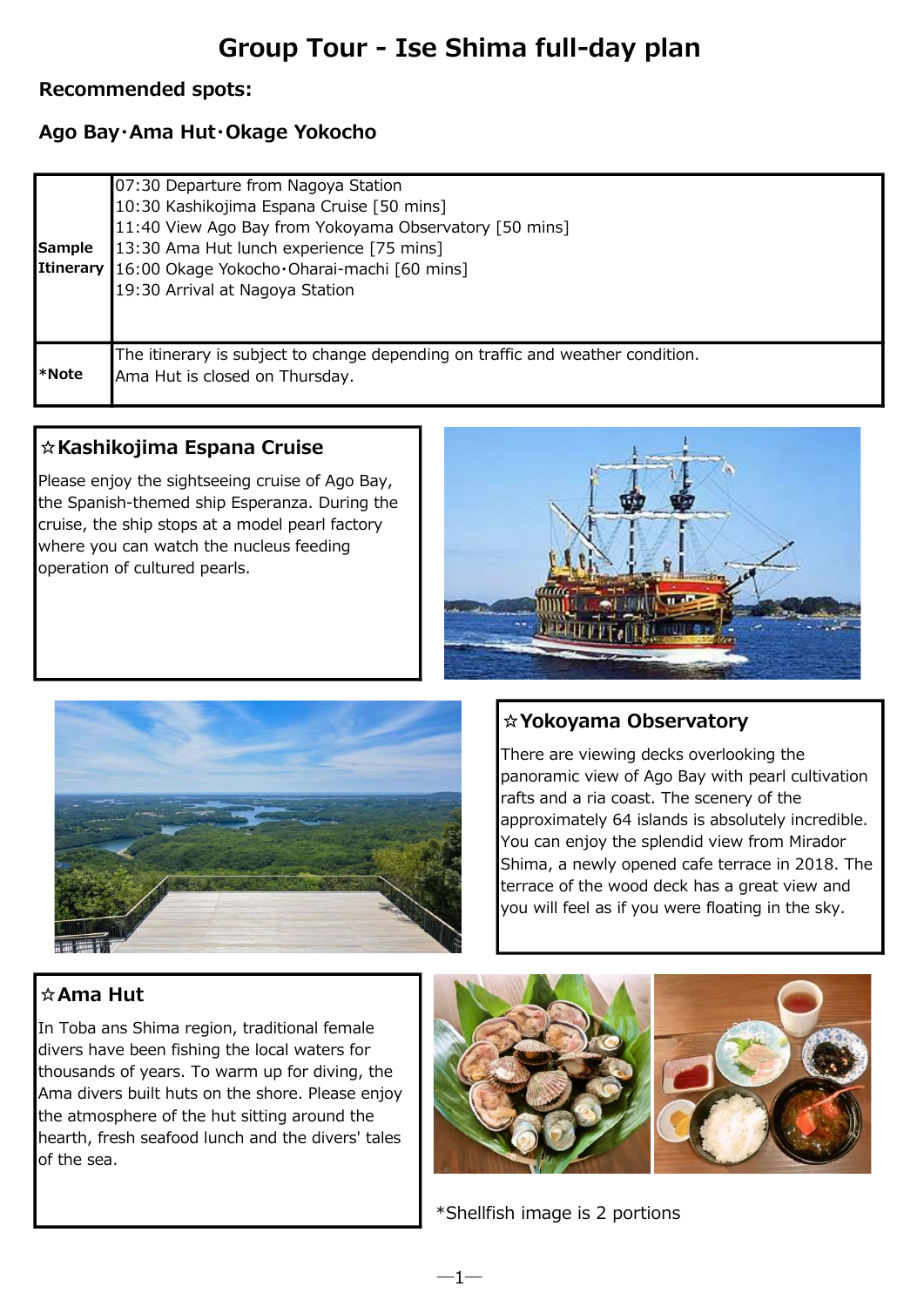# Group Tour - Ise Shima full-day plan

**Recommended spots:**

**Ago Bay･Ama Hut･Okage Yokocho**

| | |
|---|---|
| **Sample Itinerary** | 07:30 Departure from Nagoya Station<br>10:30 Kashikojima Espana Cruise [50 mins]<br>11:40 View Ago Bay from Yokoyama Observatory [50 mins]<br>13:30 Ama Hut lunch experience [75 mins]<br>16:00 Okage Yokocho･Oharai-machi [60 mins]<br>19:30 Arrival at Nagoya Station |
| ***Note** | The itinerary is subject to change depending on traffic and weather condition.<br>Ama Hut is closed on Thursday. |

### ☆Kashikojima Espana Cruise

Please enjoy the sightseeing cruise of Ago Bay, the Spanish-themed ship Esperanza. During the cruise, the ship stops at a model pearl factory where you can watch the nucleus feeding operation of cultured pearls.

### ☆Yokoyama Observatory

There are viewing decks overlooking the panoramic view of Ago Bay with pearl cultivation rafts and a ria coast. The scenery of the approximately 64 islands is absolutely incredible. You can enjoy the splendid view from Mirador Shima, a newly opened cafe terrace in 2018. The terrace of the wood deck has a great view and you will feel as if you were floating in the sky.

### ☆Ama Hut

In Toba ans Shima region, traditional female divers have been fishing the local waters for thousands of years. To warm up for diving, the Ama divers built huts on the shore. Please enjoy the atmosphere of the hut sitting around the hearth, fresh seafood lunch and the divers' tales of the sea.

*Shellfish image is 2 portions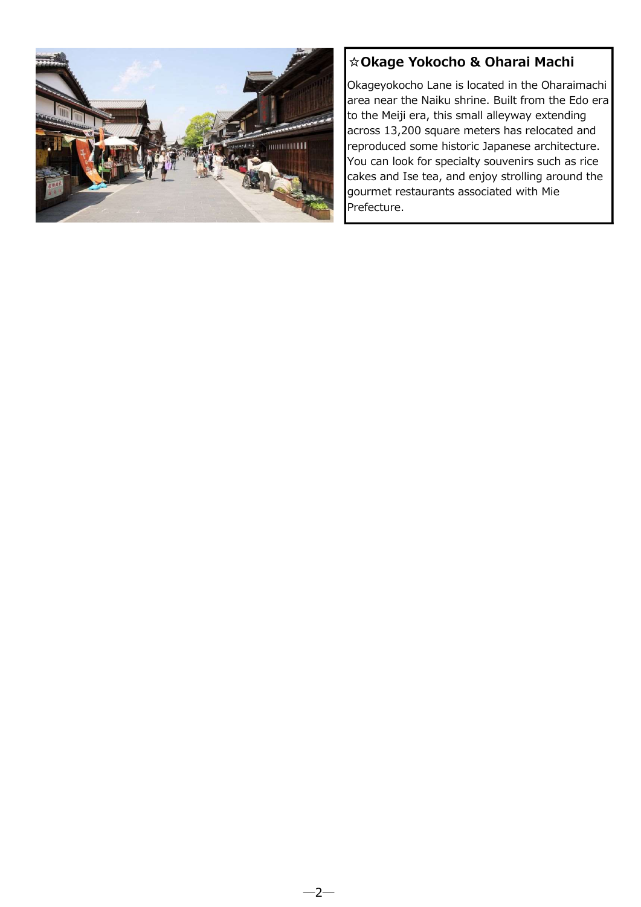## ☆Okage Yokocho & Oharai Machi

Okageyokocho Lane is located in the Oharaimachi area near the Naiku shrine. Built from the Edo era to the Meiji era, this small alleyway extending across 13,200 square meters has relocated and reproduced some historic Japanese architecture. You can look for specialty souvenirs such as rice cakes and Ise tea, and enjoy strolling around the gourmet restaurants associated with Mie Prefecture.